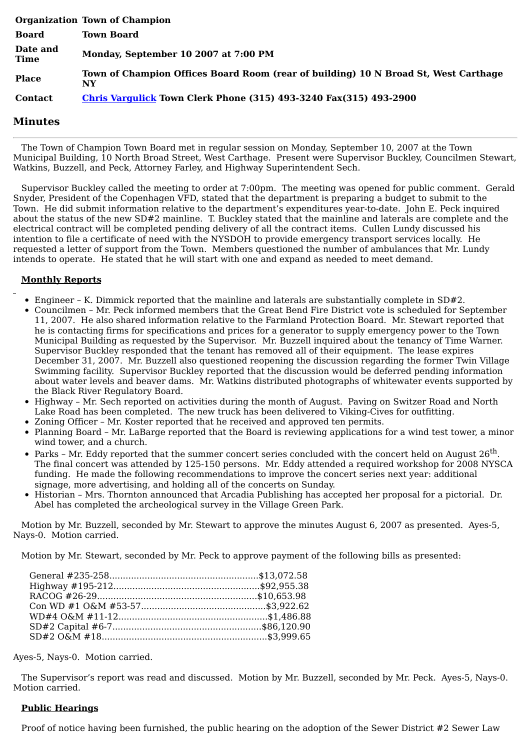| | |
|---|---|
| **Organization** | **Town of Champion** |
| **Board** | **Town Board** |
| **Date and Time** | **Monday, September 10 2007 at 7:00 PM** |
| **Place** | **Town of Champion Offices Board Room (rear of building) 10 N Broad St, West Carthage NY** |
| **Contact** | **Chris Vargulick Town Clerk Phone (315) 493-3240 Fax(315) 493-2900** |

## Minutes

The Town of Champion Town Board met in regular session on Monday, September 10, 2007 at the Town Municipal Building, 10 North Broad Street, West Carthage. Present were Supervisor Buckley, Councilmen Stewart, Watkins, Buzzell, and Peck, Attorney Farley, and Highway Superintendent Sech.

Supervisor Buckley called the meeting to order at 7:00pm. The meeting was opened for public comment. Gerald Snyder, President of the Copenhagen VFD, stated that the department is preparing a budget to submit to the Town. He did submit information relative to the department's expenditures year-to-date. John E. Peck inquired about the status of the new SD#2 mainline. T. Buckley stated that the mainline and laterals are complete and the electrical contract will be completed pending delivery of all the contract items. Cullen Lundy discussed his intention to file a certificate of need with the NYSDOH to provide emergency transport services locally. He requested a letter of support from the Town. Members questioned the number of ambulances that Mr. Lundy intends to operate. He stated that he will start with one and expand as needed to meet demand.

**Monthly Reports**

- Engineer – K. Dimmick reported that the mainline and laterals are substantially complete in SD#2.
- Councilmen – Mr. Peck informed members that the Great Bend Fire District vote is scheduled for September 11, 2007. He also shared information relative to the Farmland Protection Board. Mr. Stewart reported that he is contacting firms for specifications and prices for a generator to supply emergency power to the Town Municipal Building as requested by the Supervisor. Mr. Buzzell inquired about the tenancy of Time Warner. Supervisor Buckley responded that the tenant has removed all of their equipment. The lease expires December 31, 2007. Mr. Buzzell also questioned reopening the discussion regarding the former Twin Village Swimming facility. Supervisor Buckley reported that the discussion would be deferred pending information about water levels and beaver dams. Mr. Watkins distributed photographs of whitewater events supported by the Black River Regulatory Board.
- Highway – Mr. Sech reported on activities during the month of August. Paving on Switzer Road and North Lake Road has been completed. The new truck has been delivered to Viking-Cives for outfitting.
- Zoning Officer – Mr. Koster reported that he received and approved ten permits.
- Planning Board – Mr. LaBarge reported that the Board is reviewing applications for a wind test tower, a minor wind tower, and a church.
- Parks – Mr. Eddy reported that the summer concert series concluded with the concert held on August 26th. The final concert was attended by 125-150 persons. Mr. Eddy attended a required workshop for 2008 NYSCA funding. He made the following recommendations to improve the concert series next year: additional signage, more advertising, and holding all of the concerts on Sunday.
- Historian – Mrs. Thornton announced that Arcadia Publishing has accepted her proposal for a pictorial. Dr. Abel has completed the archeological survey in the Village Green Park.

Motion by Mr. Buzzell, seconded by Mr. Stewart to approve the minutes August 6, 2007 as presented. Ayes-5, Nays-0. Motion carried.

Motion by Mr. Stewart, seconded by Mr. Peck to approve payment of the following bills as presented:

General #235-258........................................................$13,072.58
Highway #195-212.......................................................$92,955.38
RACOG #26-29............................................................$10,653.98
Con WD #1 O&M #53-57..............................................$3,922.62
WD#4 O&M #11-12.......................................................$1,486.88
SD#2 Capital #6-7.......................................................$86,120.90
SD#2 O&M #18.............................................................$3,999.65

Ayes-5, Nays-0. Motion carried.

The Supervisor's report was read and discussed. Motion by Mr. Buzzell, seconded by Mr. Peck. Ayes-5, Nays-0. Motion carried.

**Public Hearings**

Proof of notice having been furnished, the public hearing on the adoption of the Sewer District #2 Sewer Law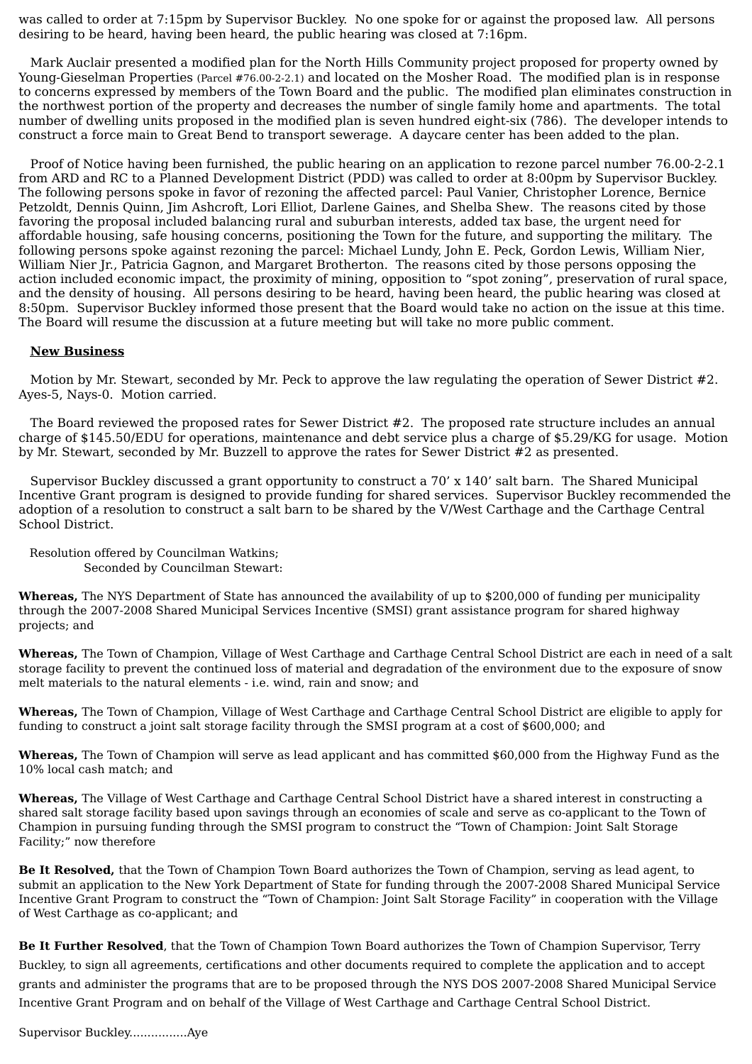was called to order at 7:15pm by Supervisor Buckley. No one spoke for or against the proposed law. All persons desiring to be heard, having been heard, the public hearing was closed at 7:16pm.

Mark Auclair presented a modified plan for the North Hills Community project proposed for property owned by Young-Gieselman Properties (Parcel #76.00-2-2.1) and located on the Mosher Road. The modified plan is in response to concerns expressed by members of the Town Board and the public. The modified plan eliminates construction in the northwest portion of the property and decreases the number of single family home and apartments. The total number of dwelling units proposed in the modified plan is seven hundred eight-six (786). The developer intends to construct a force main to Great Bend to transport sewerage. A daycare center has been added to the plan.

Proof of Notice having been furnished, the public hearing on an application to rezone parcel number 76.00-2-2.1 from ARD and RC to a Planned Development District (PDD) was called to order at 8:00pm by Supervisor Buckley. The following persons spoke in favor of rezoning the affected parcel: Paul Vanier, Christopher Lorence, Bernice Petzoldt, Dennis Quinn, Jim Ashcroft, Lori Elliot, Darlene Gaines, and Shelba Shew. The reasons cited by those favoring the proposal included balancing rural and suburban interests, added tax base, the urgent need for affordable housing, safe housing concerns, positioning the Town for the future, and supporting the military. The following persons spoke against rezoning the parcel: Michael Lundy, John E. Peck, Gordon Lewis, William Nier, William Nier Jr., Patricia Gagnon, and Margaret Brotherton. The reasons cited by those persons opposing the action included economic impact, the proximity of mining, opposition to “spot zoning”, preservation of rural space, and the density of housing. All persons desiring to be heard, having been heard, the public hearing was closed at 8:50pm. Supervisor Buckley informed those present that the Board would take no action on the issue at this time. The Board will resume the discussion at a future meeting but will take no more public comment.

**New Business**

Motion by Mr. Stewart, seconded by Mr. Peck to approve the law regulating the operation of Sewer District #2. Ayes-5, Nays-0. Motion carried.

The Board reviewed the proposed rates for Sewer District #2. The proposed rate structure includes an annual charge of $145.50/EDU for operations, maintenance and debt service plus a charge of $5.29/KG for usage. Motion by Mr. Stewart, seconded by Mr. Buzzell to approve the rates for Sewer District #2 as presented.

Supervisor Buckley discussed a grant opportunity to construct a 70’ x 140’ salt barn. The Shared Municipal Incentive Grant program is designed to provide funding for shared services. Supervisor Buckley recommended the adoption of a resolution to construct a salt barn to be shared by the V/West Carthage and the Carthage Central School District.

Resolution offered by Councilman Watkins;
Seconded by Councilman Stewart:

**Whereas,** The NYS Department of State has announced the availability of up to $200,000 of funding per municipality through the 2007-2008 Shared Municipal Services Incentive (SMSI) grant assistance program for shared highway projects; and

**Whereas,** The Town of Champion, Village of West Carthage and Carthage Central School District are each in need of a salt storage facility to prevent the continued loss of material and degradation of the environment due to the exposure of snow melt materials to the natural elements - i.e. wind, rain and snow; and

**Whereas,** The Town of Champion, Village of West Carthage and Carthage Central School District are eligible to apply for funding to construct a joint salt storage facility through the SMSI program at a cost of $600,000; and

**Whereas,** The Town of Champion will serve as lead applicant and has committed $60,000 from the Highway Fund as the 10% local cash match; and

**Whereas,** The Village of West Carthage and Carthage Central School District have a shared interest in constructing a shared salt storage facility based upon savings through an economies of scale and serve as co-applicant to the Town of Champion in pursuing funding through the SMSI program to construct the “Town of Champion: Joint Salt Storage Facility;” now therefore

**Be It Resolved,** that the Town of Champion Town Board authorizes the Town of Champion, serving as lead agent, to submit an application to the New York Department of State for funding through the 2007-2008 Shared Municipal Service Incentive Grant Program to construct the “Town of Champion: Joint Salt Storage Facility” in cooperation with the Village of West Carthage as co-applicant; and

**Be It Further Resolved**, that the Town of Champion Town Board authorizes the Town of Champion Supervisor, Terry Buckley, to sign all agreements, certifications and other documents required to complete the application and to accept grants and administer the programs that are to be proposed through the NYS DOS 2007-2008 Shared Municipal Service Incentive Grant Program and on behalf of the Village of West Carthage and Carthage Central School District.

Supervisor Buckley................Aye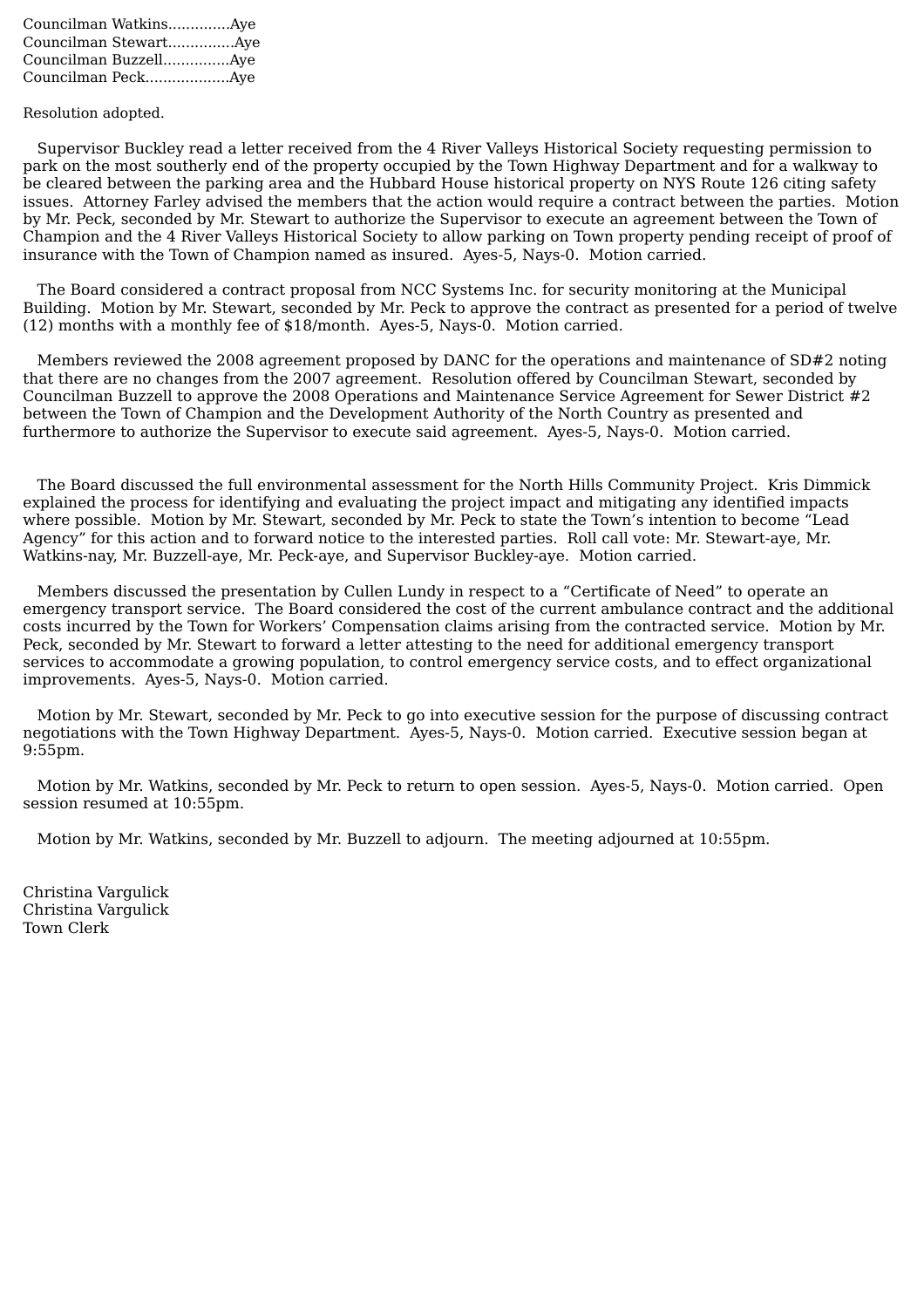Councilman Watkins..............Aye
Councilman Stewart...............Aye
Councilman Buzzell...............Aye
Councilman Peck...................Aye

Resolution adopted.

Supervisor Buckley read a letter received from the 4 River Valleys Historical Society requesting permission to park on the most southerly end of the property occupied by the Town Highway Department and for a walkway to be cleared between the parking area and the Hubbard House historical property on NYS Route 126 citing safety issues. Attorney Farley advised the members that the action would require a contract between the parties. Motion by Mr. Peck, seconded by Mr. Stewart to authorize the Supervisor to execute an agreement between the Town of Champion and the 4 River Valleys Historical Society to allow parking on Town property pending receipt of proof of insurance with the Town of Champion named as insured. Ayes-5, Nays-0. Motion carried.

The Board considered a contract proposal from NCC Systems Inc. for security monitoring at the Municipal Building. Motion by Mr. Stewart, seconded by Mr. Peck to approve the contract as presented for a period of twelve (12) months with a monthly fee of $18/month. Ayes-5, Nays-0. Motion carried.

Members reviewed the 2008 agreement proposed by DANC for the operations and maintenance of SD#2 noting that there are no changes from the 2007 agreement. Resolution offered by Councilman Stewart, seconded by Councilman Buzzell to approve the 2008 Operations and Maintenance Service Agreement for Sewer District #2 between the Town of Champion and the Development Authority of the North Country as presented and furthermore to authorize the Supervisor to execute said agreement. Ayes-5, Nays-0. Motion carried.

The Board discussed the full environmental assessment for the North Hills Community Project. Kris Dimmick explained the process for identifying and evaluating the project impact and mitigating any identified impacts where possible. Motion by Mr. Stewart, seconded by Mr. Peck to state the Town's intention to become "Lead Agency" for this action and to forward notice to the interested parties. Roll call vote: Mr. Stewart-aye, Mr. Watkins-nay, Mr. Buzzell-aye, Mr. Peck-aye, and Supervisor Buckley-aye. Motion carried.

Members discussed the presentation by Cullen Lundy in respect to a "Certificate of Need" to operate an emergency transport service. The Board considered the cost of the current ambulance contract and the additional costs incurred by the Town for Workers' Compensation claims arising from the contracted service. Motion by Mr. Peck, seconded by Mr. Stewart to forward a letter attesting to the need for additional emergency transport services to accommodate a growing population, to control emergency service costs, and to effect organizational improvements. Ayes-5, Nays-0. Motion carried.

Motion by Mr. Stewart, seconded by Mr. Peck to go into executive session for the purpose of discussing contract negotiations with the Town Highway Department. Ayes-5, Nays-0. Motion carried. Executive session began at 9:55pm.

Motion by Mr. Watkins, seconded by Mr. Peck to return to open session. Ayes-5, Nays-0. Motion carried. Open session resumed at 10:55pm.

Motion by Mr. Watkins, seconded by Mr. Buzzell to adjourn. The meeting adjourned at 10:55pm.

Christina Vargulick
Christina Vargulick
Town Clerk